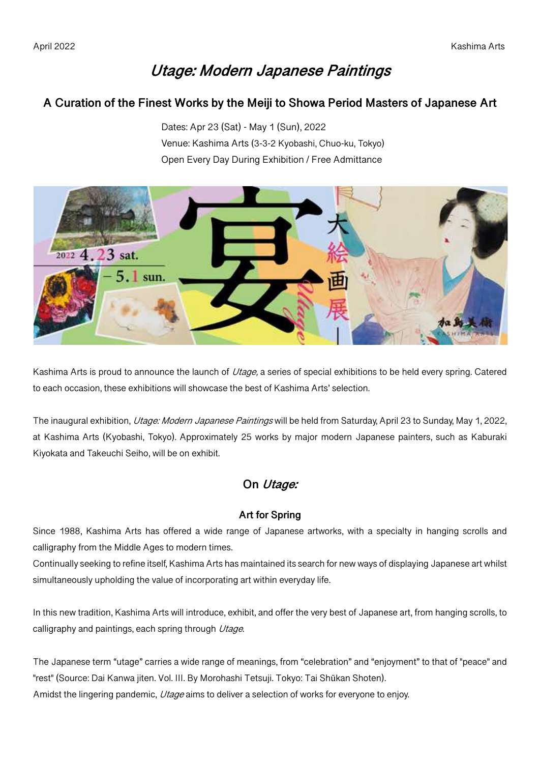April 2022 Kashima Arts

# *Utage: Modern Japanese Paintings*

## A Curation of the Finest Works by the Meiji to Showa Period Masters of Japanese Art

Dates: Apr 23 (Sat) - May 1 (Sun), 2022
Venue: Kashima Arts (3-3-2 Kyobashi, Chuo-ku, Tokyo)
Open Every Day During Exhibition / Free Admittance

Kashima Arts is proud to announce the launch of *Utage,* a series of special exhibitions to be held every spring. Catered to each occasion, these exhibitions will showcase the best of Kashima Arts' selection.

The inaugural exhibition, *Utage: Modern Japanese Paintings* will be held from Saturday, April 23 to Sunday, May 1, 2022, at Kashima Arts (Kyobashi, Tokyo). Approximately 25 works by major modern Japanese painters, such as Kaburaki Kiyokata and Takeuchi Seiho, will be on exhibit.

## On *Utage:*

### Art for Spring

Since 1988, Kashima Arts has offered a wide range of Japanese artworks, with a specialty in hanging scrolls and calligraphy from the Middle Ages to modern times.
Continually seeking to refine itself, Kashima Arts has maintained its search for new ways of displaying Japanese art whilst simultaneously upholding the value of incorporating art within everyday life.

In this new tradition, Kashima Arts will introduce, exhibit, and offer the very best of Japanese art, from hanging scrolls, to calligraphy and paintings, each spring through *Utage*.

The Japanese term "utage" carries a wide range of meanings, from "celebration" and "enjoyment" to that of "peace" and "rest" (Source: Dai Kanwa jiten. Vol. III. By Morohashi Tetsuji. Tokyo: Tai Shūkan Shoten).
Amidst the lingering pandemic, *Utage* aims to deliver a selection of works for everyone to enjoy.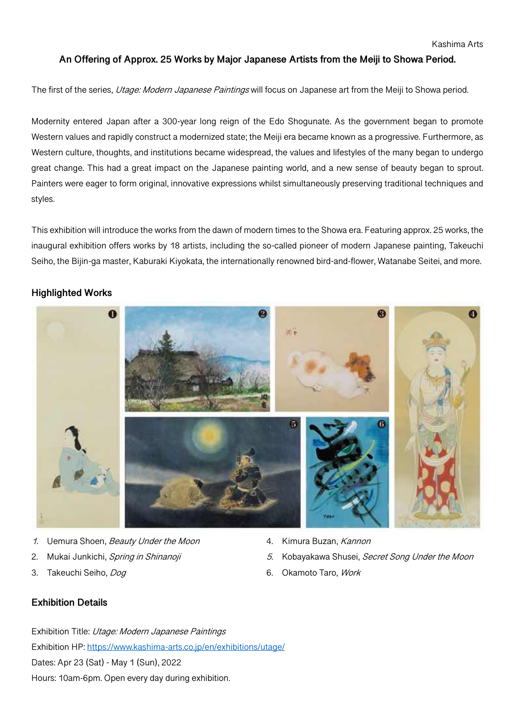Kashima Arts

**An Offering of Approx. 25 Works by Major Japanese Artists from the Meiji to Showa Period.**

The first of the series, *Utage: Modern Japanese Paintings* will focus on Japanese art from the Meiji to Showa period.

Modernity entered Japan after a 300-year long reign of the Edo Shogunate. As the government began to promote Western values and rapidly construct a modernized state; the Meiji era became known as a progressive. Furthermore, as Western culture, thoughts, and institutions became widespread, the values and lifestyles of the many began to undergo great change. This had a great impact on the Japanese painting world, and a new sense of beauty began to sprout. Painters were eager to form original, innovative expressions whilst simultaneously preserving traditional techniques and styles.

This exhibition will introduce the works from the dawn of modern times to the Showa era. Featuring approx. 25 works, the inaugural exhibition offers works by 18 artists, including the so-called pioneer of modern Japanese painting, Takeuchi Seiho, the Bijin-ga master, Kaburaki Kiyokata, the internationally renowned bird-and-flower, Watanabe Seitei, and more.

## Highlighted Works

1. Uemura Shoen, *Beauty Under the Moon*
2. Mukai Junkichi, *Spring in Shinanoji*
3. Takeuchi Seiho, *Dog*
4. Kimura Buzan, *Kannon*
5. Kobayakawa Shusei, *Secret Song Under the Moon*
6. Okamoto Taro, *Work*

## Exhibition Details

Exhibition Title: *Utage: Modern Japanese Paintings*
Exhibition HP: https://www.kashima-arts.co.jp/en/exhibitions/utage/
Dates: Apr 23 (Sat) - May 1 (Sun), 2022
Hours: 10am-6pm. Open every day during exhibition.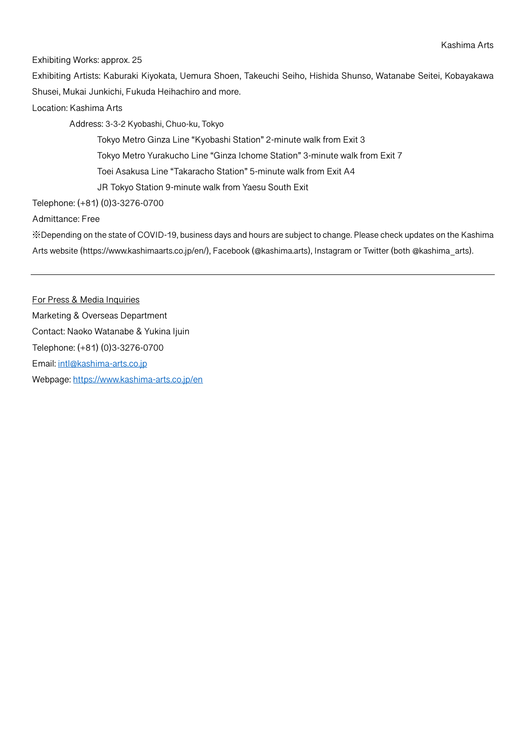Exhibiting Works: approx. 25

Exhibiting Artists: Kaburaki Kiyokata, Uemura Shoen, Takeuchi Seiho, Hishida Shunso, Watanabe Seitei, Kobayakawa Shusei, Mukai Junkichi, Fukuda Heihachiro and more.

Location: Kashima Arts

Address: 3-3-2 Kyobashi, Chuo-ku, Tokyo

Tokyo Metro Ginza Line “Kyobashi Station” 2-minute walk from Exit 3

Tokyo Metro Yurakucho Line “Ginza Ichome Station” 3-minute walk from Exit 7

Toei Asakusa Line “Takaracho Station” 5-minute walk from Exit A4

JR Tokyo Station 9-minute walk from Yaesu South Exit

Telephone: (+81) (0)3-3276-0700

Admittance: Free

※Depending on the state of COVID-19, business days and hours are subject to change. Please check updates on the Kashima Arts website (https://www.kashimaarts.co.jp/en/), Facebook (@kashima.arts), Instagram or Twitter (both @kashima_arts).

---

For Press & Media Inquiries

Marketing & Overseas Department

Contact: Naoko Watanabe & Yukina Ijuin

Telephone: (+81) (0)3-3276-0700

Email: intl@kashima-arts.co.jp

Webpage: https://www.kashima-arts.co.jp/en